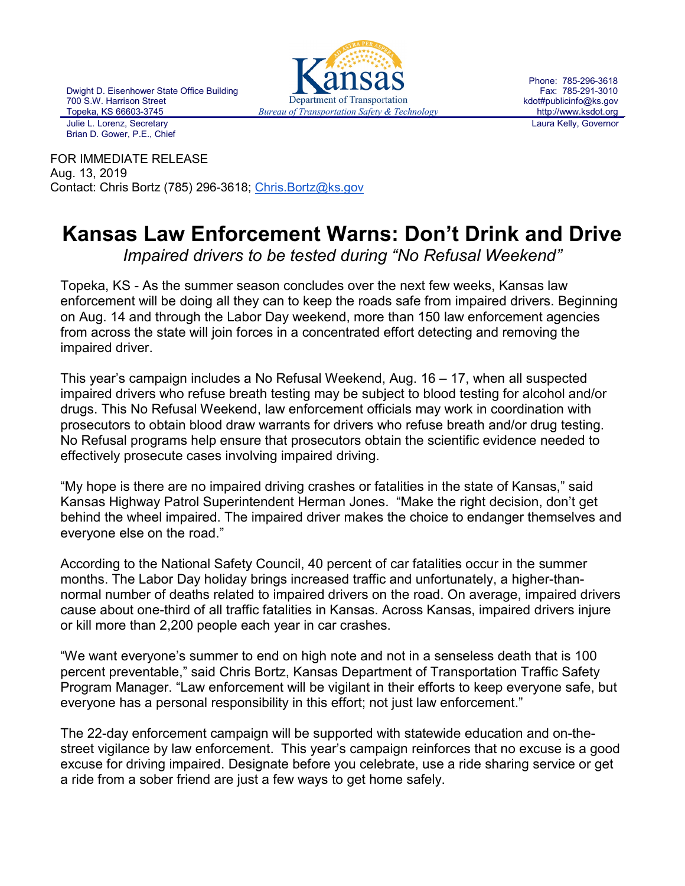Dwight D. Eisenhower State Office Building
700 S.W. Harrison Street
Topeka, KS 66603-3745

Julie L. Lorenz, Secretary
Brian D. Gower, P.E., Chief

Kansas Department of Transportation
*Bureau of Transportation Safety & Technology*

Phone: 785-296-3618
Fax: 785-291-3010
kdot#publicinfo@ks.gov
http://www.ksdot.org

Laura Kelly, Governor

FOR IMMEDIATE RELEASE
Aug. 13, 2019
Contact: Chris Bortz (785) 296-3618; Chris.Bortz@ks.gov

# Kansas Law Enforcement Warns: Don't Drink and Drive

*Impaired drivers to be tested during "No Refusal Weekend"*

Topeka, KS - As the summer season concludes over the next few weeks, Kansas law enforcement will be doing all they can to keep the roads safe from impaired drivers. Beginning on Aug. 14 and through the Labor Day weekend, more than 150 law enforcement agencies from across the state will join forces in a concentrated effort detecting and removing the impaired driver.

This year's campaign includes a No Refusal Weekend, Aug. 16 – 17, when all suspected impaired drivers who refuse breath testing may be subject to blood testing for alcohol and/or drugs. This No Refusal Weekend, law enforcement officials may work in coordination with prosecutors to obtain blood draw warrants for drivers who refuse breath and/or drug testing. No Refusal programs help ensure that prosecutors obtain the scientific evidence needed to effectively prosecute cases involving impaired driving.

"My hope is there are no impaired driving crashes or fatalities in the state of Kansas," said Kansas Highway Patrol Superintendent Herman Jones. "Make the right decision, don't get behind the wheel impaired. The impaired driver makes the choice to endanger themselves and everyone else on the road."

According to the National Safety Council, 40 percent of car fatalities occur in the summer months. The Labor Day holiday brings increased traffic and unfortunately, a higher-than-normal number of deaths related to impaired drivers on the road. On average, impaired drivers cause about one-third of all traffic fatalities in Kansas. Across Kansas, impaired drivers injure or kill more than 2,200 people each year in car crashes.

"We want everyone's summer to end on high note and not in a senseless death that is 100 percent preventable," said Chris Bortz, Kansas Department of Transportation Traffic Safety Program Manager. "Law enforcement will be vigilant in their efforts to keep everyone safe, but everyone has a personal responsibility in this effort; not just law enforcement."

The 22-day enforcement campaign will be supported with statewide education and on-the-street vigilance by law enforcement. This year's campaign reinforces that no excuse is a good excuse for driving impaired. Designate before you celebrate, use a ride sharing service or get a ride from a sober friend are just a few ways to get home safely.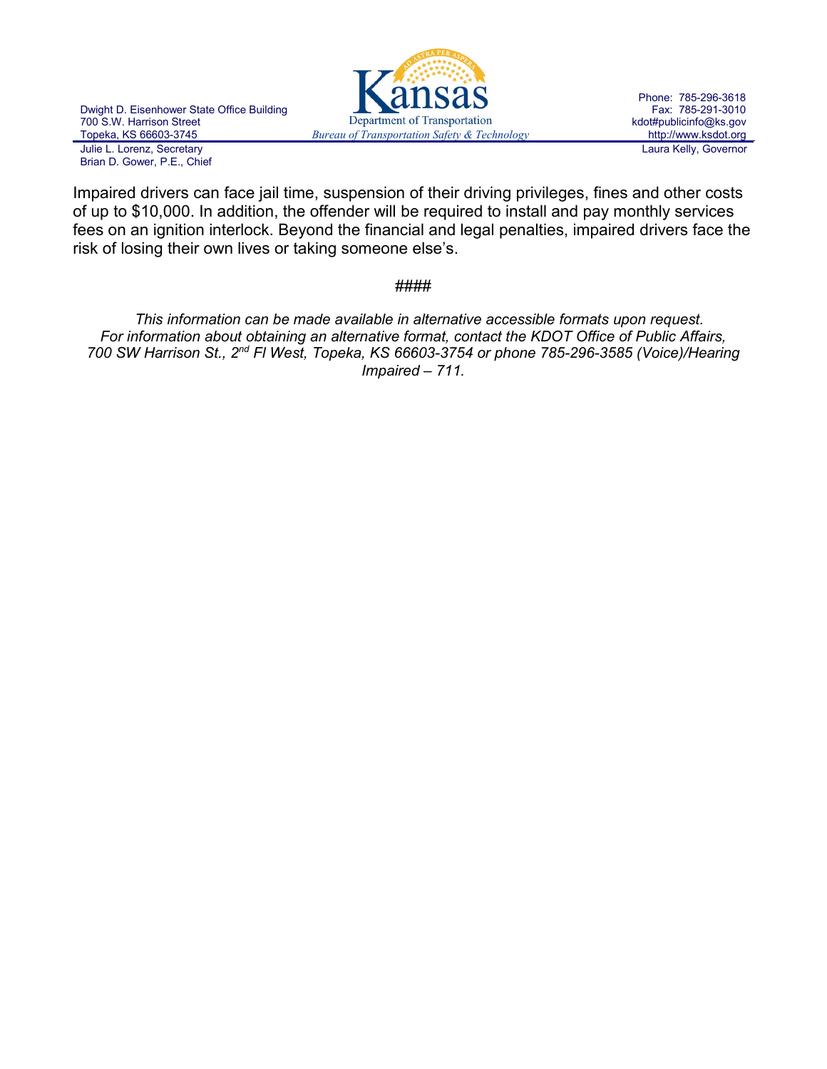Impaired drivers can face jail time, suspension of their driving privileges, fines and other costs of up to $10,000. In addition, the offender will be required to install and pay monthly services fees on an ignition interlock. Beyond the financial and legal penalties, impaired drivers face the risk of losing their own lives or taking someone else's.

####

*This information can be made available in alternative accessible formats upon request. For information about obtaining an alternative format, contact the KDOT Office of Public Affairs, 700 SW Harrison St., 2nd Fl West, Topeka, KS 66603-3754 or phone 785-296-3585 (Voice)/Hearing Impaired – 711.*